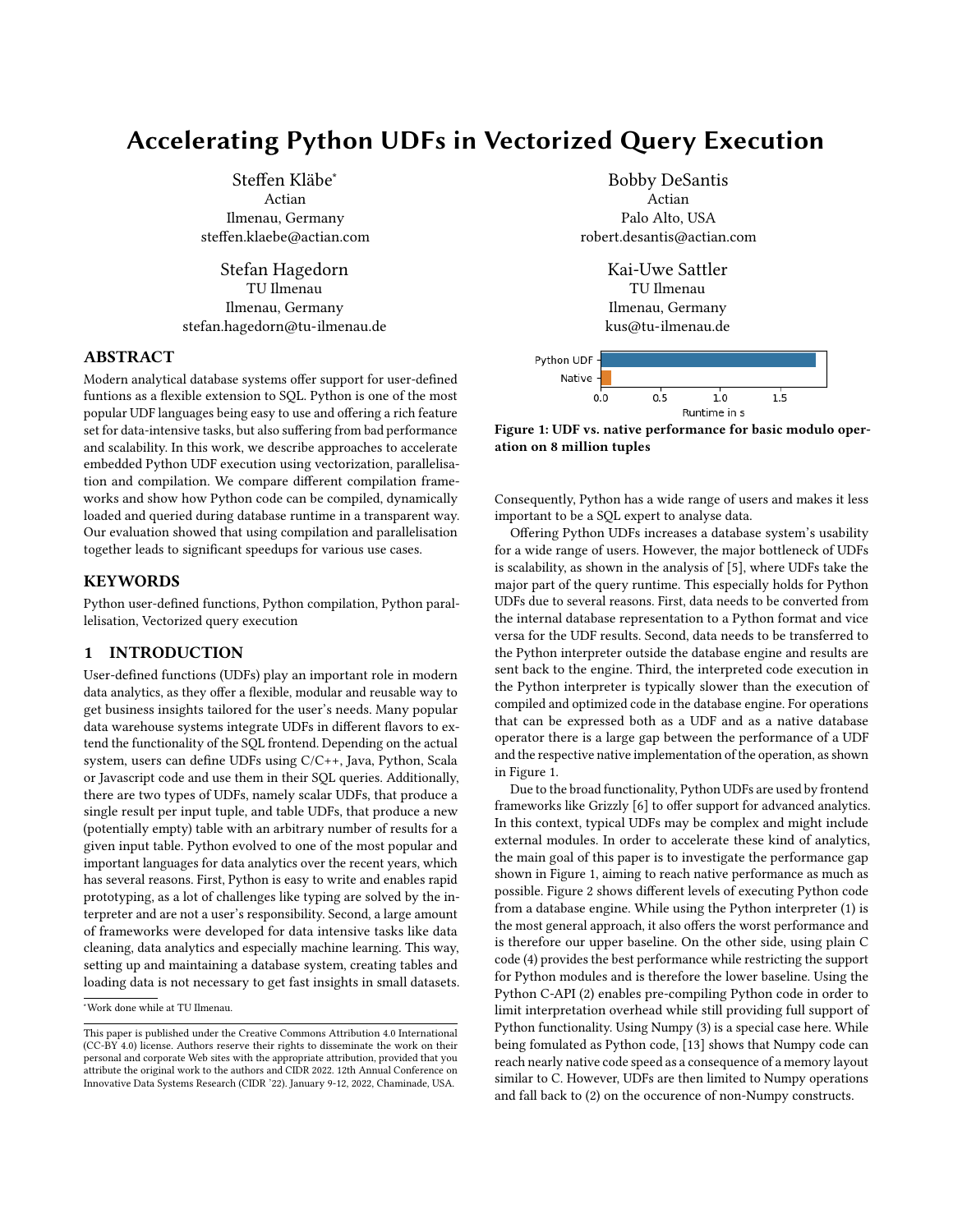# Accelerating Python UDFs in Vectorized Query Execution

Steffen Kläbe*
Actian
Ilmenau, Germany
steffen.klaebe@actian.com

Bobby DeSantis
Actian
Palo Alto, USA
robert.desantis@actian.com

Stefan Hagedorn
TU Ilmenau
Ilmenau, Germany
stefan.hagedorn@tu-ilmenau.de

Kai-Uwe Sattler
TU Ilmenau
Ilmenau, Germany
kus@tu-ilmenau.de

## ABSTRACT

Modern analytical database systems offer support for user-defined funtions as a flexible extension to SQL. Python is one of the most popular UDF languages being easy to use and offering a rich feature set for data-intensive tasks, but also suffering from bad performance and scalability. In this work, we describe approaches to accelerate embedded Python UDF execution using vectorization, parallelisation and compilation. We compare different compilation frameworks and show how Python code can be compiled, dynamically loaded and queried during database runtime in a transparent way. Our evaluation showed that using compilation and parallelisation together leads to significant speedups for various use cases.

## KEYWORDS

Python user-defined functions, Python compilation, Python parallelisation, Vectorized query execution

## 1 INTRODUCTION

User-defined functions (UDFs) play an important role in modern data analytics, as they offer a flexible, modular and reusable way to get business insights tailored for the user's needs. Many popular data warehouse systems integrate UDFs in different flavors to extend the functionality of the SQL frontend. Depending on the actual system, users can define UDFs using C/C++, Java, Python, Scala or Javascript code and use them in their SQL queries. Additionally, there are two types of UDFs, namely scalar UDFs, that produce a single result per input tuple, and table UDFs, that produce a new (potentially empty) table with an arbitrary number of results for a given input table. Python evolved to one of the most popular and important languages for data analytics over the recent years, which has several reasons. First, Python is easy to write and enables rapid prototyping, as a lot of challenges like typing are solved by the interpreter and are not a user's responsibility. Second, a large amount of frameworks were developed for data intensive tasks like data cleaning, data analytics and especially machine learning. This way, setting up and maintaining a database system, creating tables and loading data is not necessary to get fast insights in small datasets. Consequently, Python has a wide range of users and makes it less important to be a SQL expert to analyse data.

Figure 1: UDF vs. native performance for basic modulo operation on 8 million tuples

Offering Python UDFs increases a database system's usability for a wide range of users. However, the major bottleneck of UDFs is scalability, as shown in the analysis of [5], where UDFs take the major part of the query runtime. This especially holds for Python UDFs due to several reasons. First, data needs to be converted from the internal database representation to a Python format and vice versa for the UDF results. Second, data needs to be transferred to the Python interpreter outside the database engine and results are sent back to the engine. Third, the interpreted code execution in the Python interpreter is typically slower than the execution of compiled and optimized code in the database engine. For operations that can be expressed both as a UDF and as a native database operator there is a large gap between the performance of a UDF and the respective native implementation of the operation, as shown in Figure 1.

Due to the broad functionality, Python UDFs are used by frontend frameworks like Grizzly [6] to offer support for advanced analytics. In this context, typical UDFs may be complex and might include external modules. In order to accelerate these kind of analytics, the main goal of this paper is to investigate the performance gap shown in Figure 1, aiming to reach native performance as much as possible. Figure 2 shows different levels of executing Python code from a database engine. While using the Python interpreter (1) is the most general approach, it also offers the worst performance and is therefore our upper baseline. On the other side, using plain C code (4) provides the best performance while restricting the support for Python modules and is therefore the lower baseline. Using the Python C-API (2) enables pre-compiling Python code in order to limit interpretation overhead while still providing full support of Python functionality. Using Numpy (3) is a special case here. While being fomulated as Python code, [13] shows that Numpy code can reach nearly native code speed as a consequence of a memory layout similar to C. However, UDFs are then limited to Numpy operations and fall back to (2) on the occurence of non-Numpy constructs.

---

*Work done while at TU Ilmenau.

This paper is published under the Creative Commons Attribution 4.0 International (CC-BY 4.0) license. Authors reserve their rights to disseminate the work on their personal and corporate Web sites with the appropriate attribution, provided that you attribute the original work to the authors and CIDR 2022. 12th Annual Conference on Innovative Data Systems Research (CIDR '22). January 9-12, 2022, Chaminade, USA.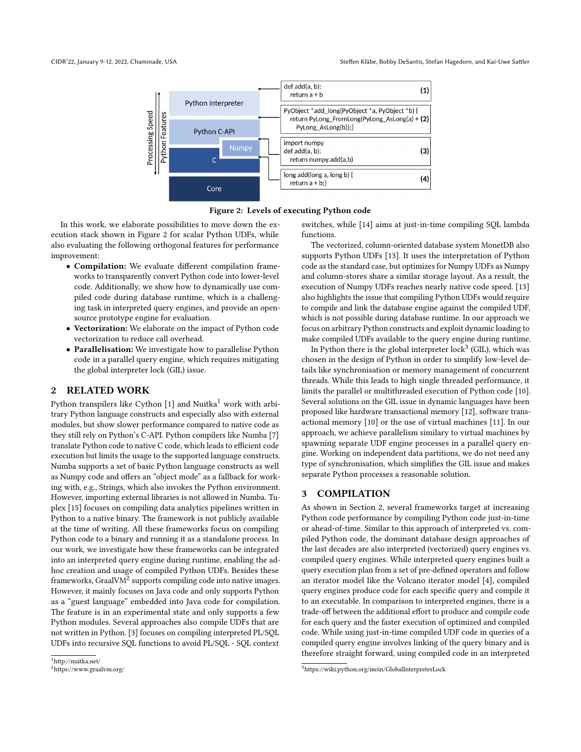```
def add(a, b):
    return a + b
```
(1)

```
PyObject *add_long(PyObject *a, PyObject *b) {
    return PyLong_FromLong(PyLong_AsLong(a) +
        PyLong_AsLong(b));}
```
(2)

```
import numpy
def add(a, b):
    return numpy.add(a,b)
```
(3)

```
long add(long a, long b) {
    return a + b;}
```
(4)

Python Interpreter | Python C-API | Numpy | C | Core — Processing Speed / Python Features

Figure 2: Levels of executing Python code

In this work, we elaborate possibilities to move down the execution stack shown in Figure 2 for scalar Python UDFs, while also evaluating the following orthogonal features for performance improvement:

- **Compilation:** We evaluate different compilation frameworks to transparently convert Python code into lower-level code. Additionally, we show how to dynamically use compiled code during database runtime, which is a challenging task in interpreted query engines, and provide an open-source prototype engine for evaluation.
- **Vectorization:** We elaborate on the impact of Python code vectorization to reduce call overhead.
- **Parallelisation:** We investigate how to parallelise Python code in a parallel query engine, which requires mitigating the global interpreter lock (GIL) issue.

## 2 RELATED WORK

Python transpilers like Cython [1] and Nuitka[1] work with arbitrary Python language constructs and especially also with external modules, but show slower performance compared to native code as they still rely on Python's C-API. Python compilers like Numba [7] translate Python code to native C code, which leads to efficient code execution but limits the usage to the supported language constructs. Numba supports a set of basic Python language constructs as well as Numpy code and offers an "object mode" as a fallback for working with, e.g., Strings, which also invokes the Python environment. However, importing external libraries is not allowed in Numba. Tuplex [15] focuses on compiling data analytics pipelines written in Python to a native binary. The framework is not publicly available at the time of writing. All these frameworks focus on compiling Python code to a binary and running it as a standalone process. In our work, we investigate how these frameworks can be integrated into an interpreted query engine during runtime, enabling the ad-hoc creation and usage of compiled Python UDFs. Besides these frameworks, GraalVM[2] supports compiling code into native images. However, it mainly focuses on Java code and only supports Python as a "guest language" embedded into Java code for compilation. The feature is in an experimental state and only supports a few Python modules. Several approaches also compile UDFs that are not written in Python. [3] focuses on compiling interpreted PL/SQL UDFs into recursive SQL functions to avoid PL/SQL - SQL context switches, while [14] aims at just-in-time compiling SQL lambda functions.

The vectorized, column-oriented database system MonetDB also supports Python UDFs [13]. It uses the interpretation of Python code as the standard case, but optimizes for Numpy UDFs as Numpy and column-stores share a similar storage layout. As a result, the execution of Numpy UDFs reaches nearly native code speed. [13] also highlights the issue that compiling Python UDFs would require to compile and link the database engine against the compiled UDF, which is not possible during database runtime. In our approach we focus on arbitrary Python constructs and exploit dynamic loading to make compiled UDFs available to the query engine during runtime.

In Python there is the global interpreter lock[3] (GIL), which was chosen in the design of Python in order to simplify low-level details like synchronisation or memory management of concurrent threads. While this leads to high single threaded performance, it limits the parallel or multithreaded execution of Python code [10]. Several solutions on the GIL issue in dynamic languages have been proposed like hardware transactional memory [12], software transactional memory [10] or the use of virtual machines [11]. In our approach, we achieve parallelism similary to virtual machines by spawning separate UDF engine processes in a parallel query engine. Working on independent data partitions, we do not need any type of synchronisation, which simplifies the GIL issue and makes separate Python processes a reasonable solution.

## 3 COMPILATION

As shown in Section 2, several frameworks target at increasing Python code performance by compiling Python code just-in-time or ahead-of-time. Similar to this approach of interpreted vs. compiled Python code, the dominant database design approaches of the last decades are also interpreted (vectorized) query engines vs. compiled query engines. While interpreted query engines built a query execution plan from a set of pre-defined operators and follow an iterator model like the Volcano iterator model [4], compiled query engines produce code for each specific query and compile it to an executable. In comparison to interpreted engines, there is a trade-off between the additional effort to produce and compile code for each query and the faster execution of optimized and compiled code. While using just-in-time compiled UDF code in queries of a compiled query engine involves linking of the query binary and is therefore straight forward, using compiled code in an interpreted

[1] http://nuitka.net/

[2] https://www.graalvm.org/

[3] https://wiki.python.org/moin/GlobalInterpreterLock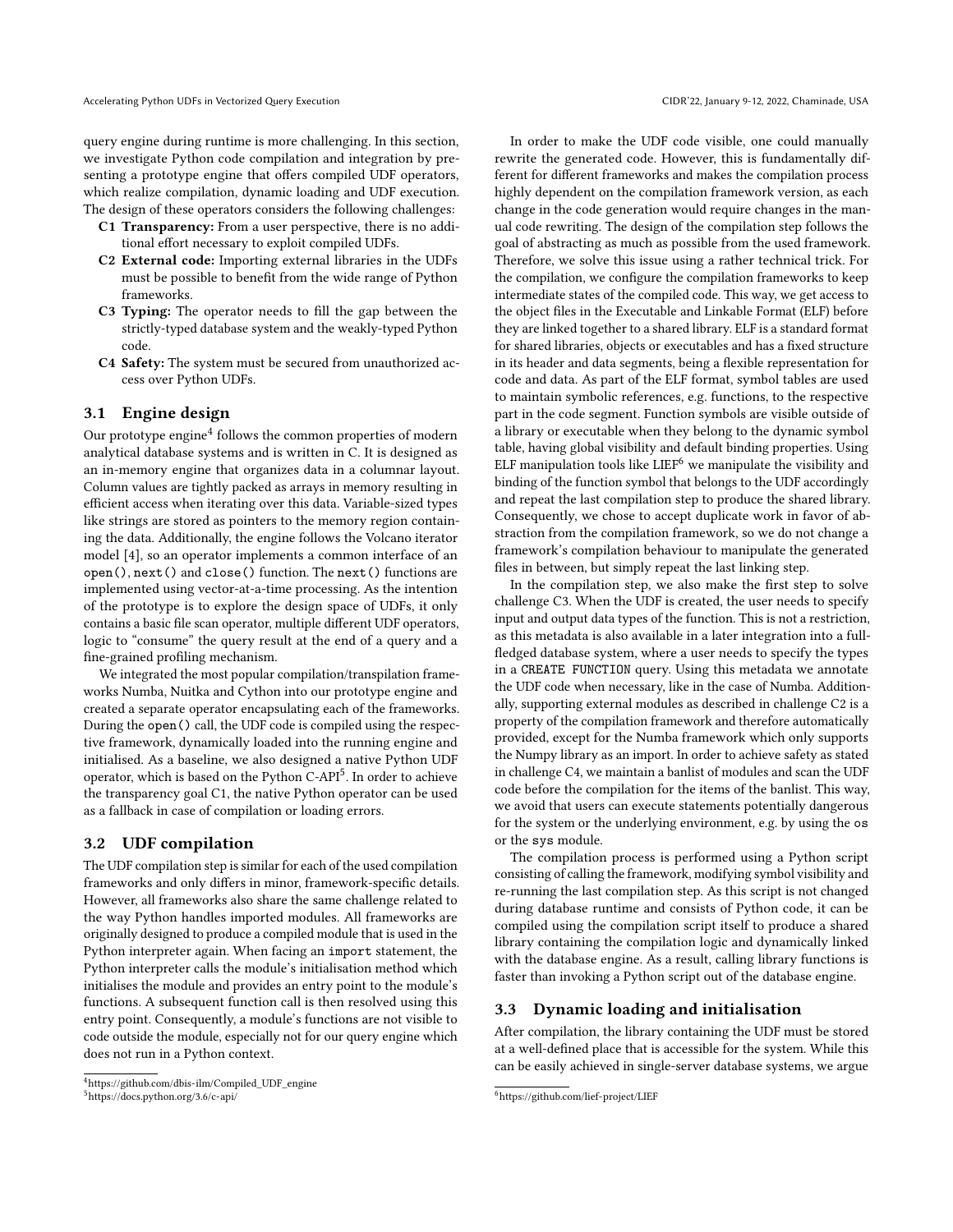query engine during runtime is more challenging. In this section, we investigate Python code compilation and integration by presenting a prototype engine that offers compiled UDF operators, which realize compilation, dynamic loading and UDF execution. The design of these operators considers the following challenges:

- **C1 Transparency:** From a user perspective, there is no additional effort necessary to exploit compiled UDFs.
- **C2 External code:** Importing external libraries in the UDFs must be possible to benefit from the wide range of Python frameworks.
- **C3 Typing:** The operator needs to fill the gap between the strictly-typed database system and the weakly-typed Python code.
- **C4 Safety:** The system must be secured from unauthorized access over Python UDFs.

## 3.1 Engine design

Our prototype engine[4] follows the common properties of modern analytical database systems and is written in C. It is designed as an in-memory engine that organizes data in a columnar layout. Column values are tightly packed as arrays in memory resulting in efficient access when iterating over this data. Variable-sized types like strings are stored as pointers to the memory region containing the data. Additionally, the engine follows the Volcano iterator model [4], so an operator implements a common interface of an `open()`, `next()` and `close()` function. The `next()` functions are implemented using vector-at-a-time processing. As the intention of the prototype is to explore the design space of UDFs, it only contains a basic file scan operator, multiple different UDF operators, logic to "consume" the query result at the end of a query and a fine-grained profiling mechanism.

We integrated the most popular compilation/transpilation frameworks Numba, Nuitka and Cython into our prototype engine and created a separate operator encapsulating each of the frameworks. During the `open()` call, the UDF code is compiled using the respective framework, dynamically loaded into the running engine and initialised. As a baseline, we also designed a native Python UDF operator, which is based on the Python C-API[5]. In order to achieve the transparency goal C1, the native Python operator can be used as a fallback in case of compilation or loading errors.

## 3.2 UDF compilation

The UDF compilation step is similar for each of the used compilation frameworks and only differs in minor, framework-specific details. However, all frameworks also share the same challenge related to the way Python handles imported modules. All frameworks are originally designed to produce a compiled module that is used in the Python interpreter again. When facing an `import` statement, the Python interpreter calls the module's initialisation method which initialises the module and provides an entry point to the module's functions. A subsequent function call is then resolved using this entry point. Consequently, a module's functions are not visible to code outside the module, especially not for our query engine which does not run in a Python context.

In order to make the UDF code visible, one could manually rewrite the generated code. However, this is fundamentally different for different frameworks and makes the compilation process highly dependent on the compilation framework version, as each change in the code generation would require changes in the manual code rewriting. The design of the compilation step follows the goal of abstracting as much as possible from the used framework. Therefore, we solve this issue using a rather technical trick. For the compilation, we configure the compilation frameworks to keep intermediate states of the compiled code. This way, we get access to the object files in the Executable and Linkable Format (ELF) before they are linked together to a shared library. ELF is a standard format for shared libraries, objects or executables and has a fixed structure in its header and data segments, being a flexible representation for code and data. As part of the ELF format, symbol tables are used to maintain symbolic references, e.g. functions, to the respective part in the code segment. Function symbols are visible outside of a library or executable when they belong to the dynamic symbol table, having global visibility and default binding properties. Using ELF manipulation tools like LIEF[6] we manipulate the visibility and binding of the function symbol that belongs to the UDF accordingly and repeat the last compilation step to produce the shared library. Consequently, we chose to accept duplicate work in favor of abstraction from the compilation framework, so we do not change a framework's compilation behaviour to manipulate the generated files in between, but simply repeat the last linking step.

In the compilation step, we also make the first step to solve challenge C3. When the UDF is created, the user needs to specify input and output data types of the function. This is not a restriction, as this metadata is also available in a later integration into a full-fledged database system, where a user needs to specify the types in a `CREATE FUNCTION` query. Using this metadata we annotate the UDF code when necessary, like in the case of Numba. Additionally, supporting external modules as described in challenge C2 is a property of the compilation framework and therefore automatically provided, except for the Numba framework which only supports the Numpy library as an import. In order to achieve safety as stated in challenge C4, we maintain a banlist of modules and scan the UDF code before the compilation for the items of the banlist. This way, we avoid that users can execute statements potentially dangerous for the system or the underlying environment, e.g. by using the `os` or the `sys` module.

The compilation process is performed using a Python script consisting of calling the framework, modifying symbol visibility and re-running the last compilation step. As this script is not changed during database runtime and consists of Python code, it can be compiled using the compilation script itself to produce a shared library containing the compilation logic and dynamically linked with the database engine. As a result, calling library functions is faster than invoking a Python script out of the database engine.

## 3.3 Dynamic loading and initialisation

After compilation, the library containing the UDF must be stored at a well-defined place that is accessible for the system. While this can be easily achieved in single-server database systems, we argue

[4] https://github.com/dbis-ilm/Compiled_UDF_engine
[5] https://docs.python.org/3.6/c-api/
[6] https://github.com/lief-project/LIEF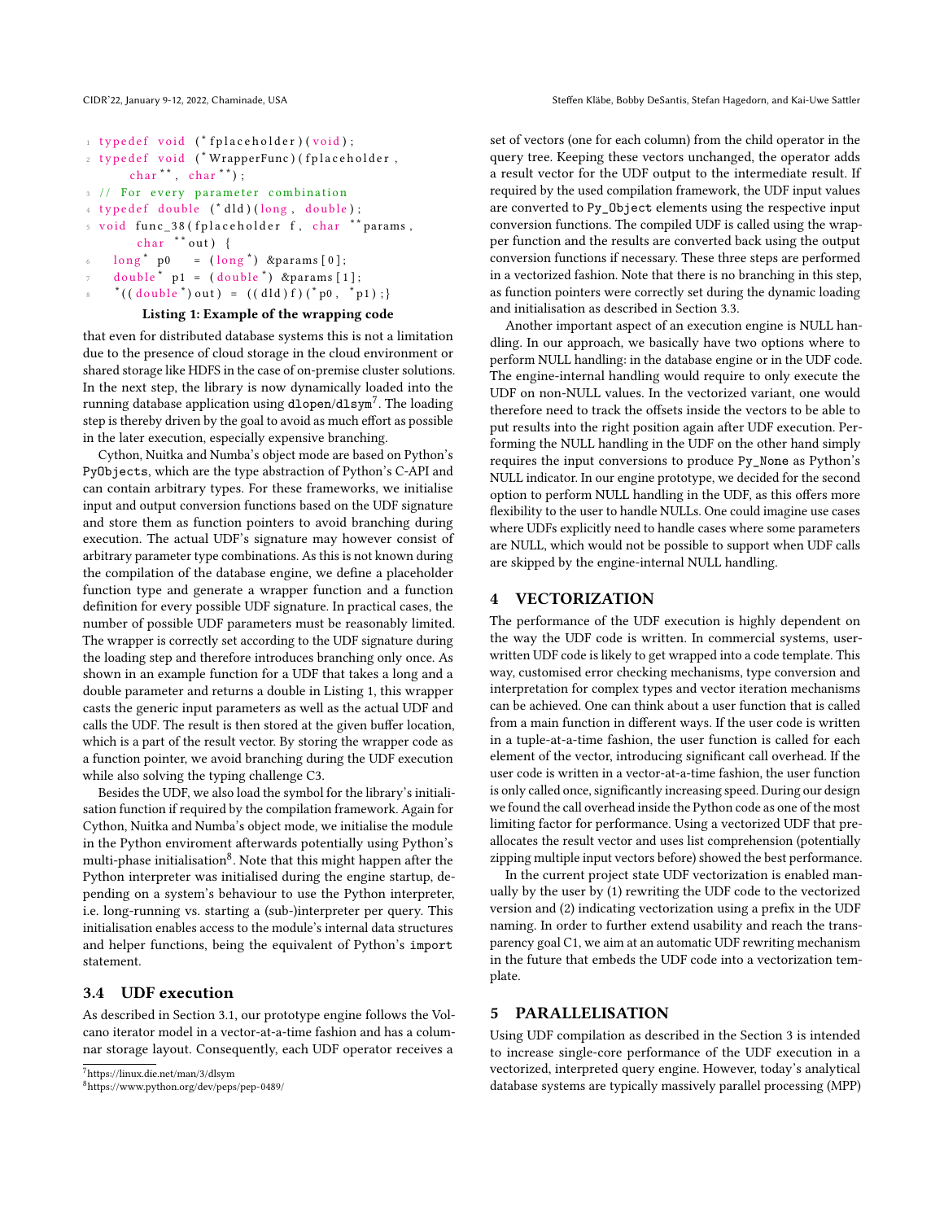```
typedef void (*fplaceholder)(void);
typedef void (*WrapperFunc)(fplaceholder,
      char**, char**);
// For every parameter combination
typedef double (*dld)(long, double);
void func_38(fplaceholder f, char **params,
       char **out) {
   long* p0    = (long*) &params[0];
   double* p1 = (double*) &params[1];
   *((double*)out) = ((dld)f)(*p0, *p1);}
```

**Listing 1: Example of the wrapping code**

that even for distributed database systems this is not a limitation due to the presence of cloud storage in the cloud environment or shared storage like HDFS in the case of on-premise cluster solutions. In the next step, the library is now dynamically loaded into the running database application using `dlopen`/`dlsym`[7]. The loading step is thereby driven by the goal to avoid as much effort as possible in the later execution, especially expensive branching.

Cython, Nuitka and Numba's object mode are based on Python's `PyObjects`, which are the type abstraction of Python's C-API and can contain arbitrary types. For these frameworks, we initialise input and output conversion functions based on the UDF signature and store them as function pointers to avoid branching during execution. The actual UDF's signature may however consist of arbitrary parameter type combinations. As this is not known during the compilation of the database engine, we define a placeholder function type and generate a wrapper function and a function definition for every possible UDF signature. In practical cases, the number of possible UDF parameters must be reasonably limited. The wrapper is correctly set according to the UDF signature during the loading step and therefore introduces branching only once. As shown in an example function for a UDF that takes a long and a double parameter and returns a double in Listing 1, this wrapper casts the generic input parameters as well as the actual UDF and calls the UDF. The result is then stored at the given buffer location, which is a part of the result vector. By storing the wrapper code as a function pointer, we avoid branching during the UDF execution while also solving the typing challenge C3.

Besides the UDF, we also load the symbol for the library's initialisation function if required by the compilation framework. Again for Cython, Nuitka and Numba's object mode, we initialise the module in the Python enviroment afterwards potentially using Python's multi-phase initialisation[8]. Note that this might happen after the Python interpreter was initialised during the engine startup, depending on a system's behaviour to use the Python interpreter, i.e. long-running vs. starting a (sub-)interpreter per query. This initialisation enables access to the module's internal data structures and helper functions, being the equivalent of Python's `import` statement.

### 3.4 UDF execution

As described in Section 3.1, our prototype engine follows the Volcano iterator model in a vector-at-a-time fashion and has a columnar storage layout. Consequently, each UDF operator receives a set of vectors (one for each column) from the child operator in the query tree. Keeping these vectors unchanged, the operator adds a result vector for the UDF output to the intermediate result. If required by the used compilation framework, the UDF input values are converted to `Py_Object` elements using the respective input conversion functions. The compiled UDF is called using the wrapper function and the results are converted back using the output conversion functions if necessary. These three steps are performed in a vectorized fashion. Note that there is no branching in this step, as function pointers were correctly set during the dynamic loading and initialisation as described in Section 3.3.

Another important aspect of an execution engine is NULL handling. In our approach, we basically have two options where to perform NULL handling: in the database engine or in the UDF code. The engine-internal handling would require to only execute the UDF on non-NULL values. In the vectorized variant, one would therefore need to track the offsets inside the vectors to be able to put results into the right position again after UDF execution. Performing the NULL handling in the UDF on the other hand simply requires the input conversions to produce `Py_None` as Python's NULL indicator. In our engine prototype, we decided for the second option to perform NULL handling in the UDF, as this offers more flexibility to the user to handle NULLs. One could imagine use cases where UDFs explicitly need to handle cases where some parameters are NULL, which would not be possible to support when UDF calls are skipped by the engine-internal NULL handling.

## 4 VECTORIZATION

The performance of the UDF execution is highly dependent on the way the UDF code is written. In commercial systems, user-written UDF code is likely to get wrapped into a code template. This way, customised error checking mechanisms, type conversion and interpretation for complex types and vector iteration mechanisms can be achieved. One can think about a user function that is called from a main function in different ways. If the user code is written in a tuple-at-a-time fashion, the user function is called for each element of the vector, introducing significant call overhead. If the user code is written in a vector-at-a-time fashion, the user function is only called once, significantly increasing speed. During our design we found the call overhead inside the Python code as one of the most limiting factor for performance. Using a vectorized UDF that preallocates the result vector and uses list comprehension (potentially zipping multiple input vectors before) showed the best performance.

In the current project state UDF vectorization is enabled manually by the user by (1) rewriting the UDF code to the vectorized version and (2) indicating vectorization using a prefix in the UDF naming. In order to further extend usability and reach the transparency goal C1, we aim at an automatic UDF rewriting mechanism in the future that embeds the UDF code into a vectorization template.

## 5 PARALLELISATION

Using UDF compilation as described in the Section 3 is intended to increase single-core performance of the UDF execution in a vectorized, interpreted query engine. However, today's analytical database systems are typically massively parallel processing (MPP)

[7] https://linux.die.net/man/3/dlsym

[8] https://www.python.org/dev/peps/pep-0489/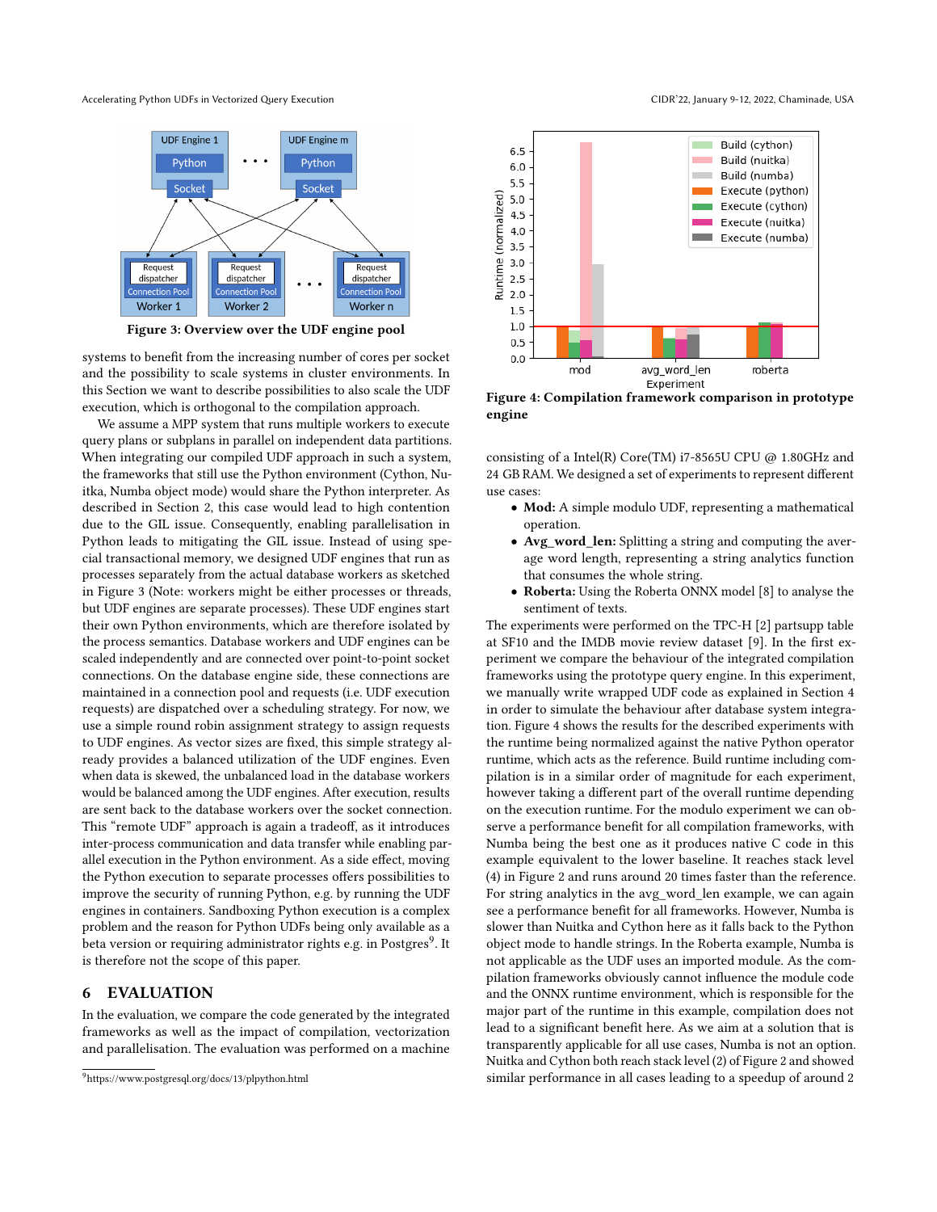**Figure 3: Overview over the UDF engine pool**

systems to benefit from the increasing number of cores per socket and the possibility to scale systems in cluster environments. In this Section we want to describe possibilities to also scale the UDF execution, which is orthogonal to the compilation approach.

We assume a MPP system that runs multiple workers to execute query plans or subplans in parallel on independent data partitions. When integrating our compiled UDF approach in such a system, the frameworks that still use the Python environment (Cython, Nuitka, Numba object mode) would share the Python interpreter. As described in Section 2, this case would lead to high contention due to the GIL issue. Consequently, enabling parallelisation in Python leads to mitigating the GIL issue. Instead of using special transactional memory, we designed UDF engines that run as processes separately from the actual database workers as sketched in Figure 3 (Note: workers might be either processes or threads, but UDF engines are separate processes). These UDF engines start their own Python environments, which are therefore isolated by the process semantics. Database workers and UDF engines can be scaled independently and are connected over point-to-point socket connections. On the database engine side, these connections are maintained in a connection pool and requests (i.e. UDF execution requests) are dispatched over a scheduling strategy. For now, we use a simple round robin assignment strategy to assign requests to UDF engines. As vector sizes are fixed, this simple strategy already provides a balanced utilization of the UDF engines. Even when data is skewed, the unbalanced load in the database workers would be balanced among the UDF engines. After execution, results are sent back to the database workers over the socket connection. This "remote UDF" approach is again a tradeoff, as it introduces inter-process communication and data transfer while enabling parallel execution in the Python environment. As a side effect, moving the Python execution to separate processes offers possibilities to improve the security of running Python, e.g. by running the UDF engines in containers. Sandboxing Python execution is a complex problem and the reason for Python UDFs being only available as a beta version or requiring administrator rights e.g. in Postgres[9]. It is therefore not the scope of this paper.

## 6 EVALUATION

In the evaluation, we compare the code generated by the integrated frameworks as well as the impact of compilation, vectorization and parallelisation. The evaluation was performed on a machine consisting of a Intel(R) Core(TM) i7-8565U CPU @ 1.80GHz and 24 GB RAM. We designed a set of experiments to represent different use cases:

- **Mod:** A simple modulo UDF, representing a mathematical operation.
- **Avg_word_len:** Splitting a string and computing the average word length, representing a string analytics function that consumes the whole string.
- **Roberta:** Using the Roberta ONNX model [8] to analyse the sentiment of texts.

The experiments were performed on the TPC-H [2] partsupp table at SF10 and the IMDB movie review dataset [9]. In the first experiment we compare the behaviour of the integrated compilation frameworks using the prototype query engine. In this experiment, we manually write wrapped UDF code as explained in Section 4 in order to simulate the behaviour after database system integration. Figure 4 shows the results for the described experiments with the runtime being normalized against the native Python operator runtime, which acts as the reference. Build runtime including compilation is in a similar order of magnitude for each experiment, however taking a different part of the overall runtime depending on the execution runtime. For the modulo experiment we can observe a performance benefit for all compilation frameworks, with Numba being the best one as it produces native C code in this example equivalent to the lower baseline. It reaches stack level (4) in Figure 2 and runs around 20 times faster than the reference. For string analytics in the avg_word_len example, we can again see a performance benefit for all frameworks. However, Numba is slower than Nuitka and Cython here as it falls back to the Python object mode to handle strings. In the Roberta example, Numba is not applicable as the UDF uses an imported module. As the compilation frameworks obviously cannot influence the module code and the ONNX runtime environment, which is responsible for the major part of the runtime in this example, compilation does not lead to a significant benefit here. As we aim at a solution that is transparently applicable for all use cases, Numba is not an option. Nuitka and Cython both reach stack level (2) of Figure 2 and showed similar performance in all cases leading to a speedup of around 2

**Figure 4: Compilation framework comparison in prototype engine**

[9] https://www.postgresql.org/docs/13/plpython.html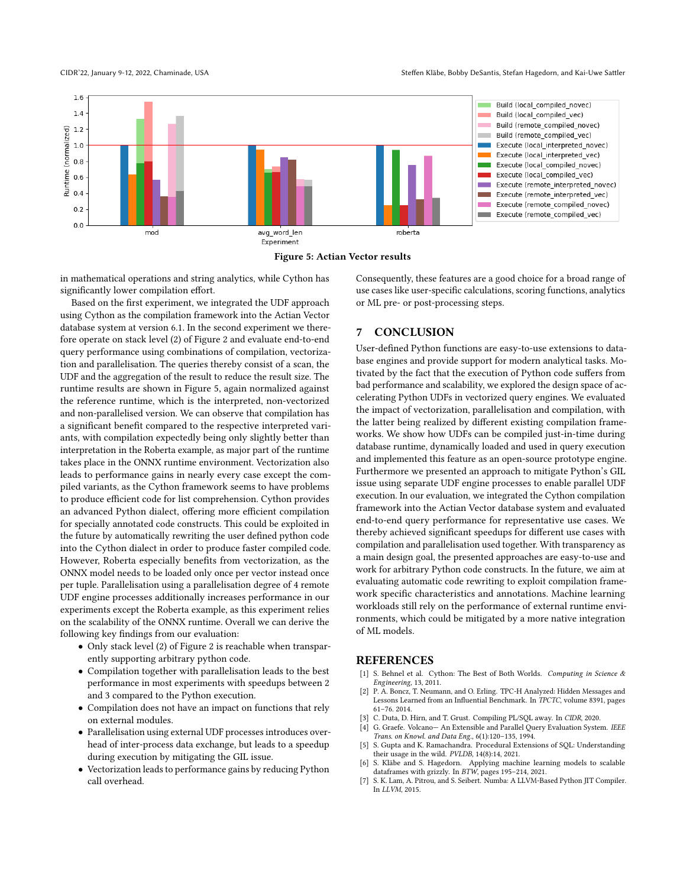**Figure 5: Actian Vector results**

in mathematical operations and string analytics, while Cython has significantly lower compilation effort.

Based on the first experiment, we integrated the UDF approach using Cython as the compilation framework into the Actian Vector database system at version 6.1. In the second experiment we therefore operate on stack level (2) of Figure 2 and evaluate end-to-end query performance using combinations of compilation, vectorization and parallelisation. The queries thereby consist of a scan, the UDF and the aggregation of the result to reduce the result size. The runtime results are shown in Figure 5, again normalized against the reference runtime, which is the interpreted, non-vectorized and non-parallelised version. We can observe that compilation has a significant benefit compared to the respective interpreted variants, with compilation expectedly being only slightly better than interpretation in the Roberta example, as major part of the runtime takes place in the ONNX runtime environment. Vectorization also leads to performance gains in nearly every case except the compiled variants, as the Cython framework seems to have problems to produce efficient code for list comprehension. Cython provides an advanced Python dialect, offering more efficient compilation for specially annotated code constructs. This could be exploited in the future by automatically rewriting the user defined python code into the Cython dialect in order to produce faster compiled code. However, Roberta especially benefits from vectorization, as the ONNX model needs to be loaded only once per vector instead once per tuple. Parallelisation using a parallelisation degree of 4 remote UDF engine processes additionally increases performance in our experiments except the Roberta example, as this experiment relies on the scalability of the ONNX runtime. Overall we can derive the following key findings from our evaluation:

- Only stack level (2) of Figure 2 is reachable when transparently supporting arbitrary python code.
- Compilation together with parallelisation leads to the best performance in most experiments with speedups between 2 and 3 compared to the Python execution.
- Compilation does not have an impact on functions that rely on external modules.
- Parallelisation using external UDF processes introduces overhead of inter-process data exchange, but leads to a speedup during execution by mitigating the GIL issue.
- Vectorization leads to performance gains by reducing Python call overhead.

Consequently, these features are a good choice for a broad range of use cases like user-specific calculations, scoring functions, analytics or ML pre- or post-processing steps.

## 7 CONCLUSION

User-defined Python functions are easy-to-use extensions to database engines and provide support for modern analytical tasks. Motivated by the fact that the execution of Python code suffers from bad performance and scalability, we explored the design space of accelerating Python UDFs in vectorized query engines. We evaluated the impact of vectorization, parallelisation and compilation, with the latter being realized by different existing compilation frameworks. We show how UDFs can be compiled just-in-time during database runtime, dynamically loaded and used in query execution and implemented this feature as an open-source prototype engine. Furthermore we presented an approach to mitigate Python's GIL issue using separate UDF engine processes to enable parallel UDF execution. In our evaluation, we integrated the Cython compilation framework into the Actian Vector database system and evaluated end-to-end query performance for representative use cases. We thereby achieved significant speedups for different use cases with compilation and parallelisation used together. With transparency as a main design goal, the presented approaches are easy-to-use and work for arbitrary Python code constructs. In the future, we aim at evaluating automatic code rewriting to exploit compilation framework specific characteristics and annotations. Machine learning workloads still rely on the performance of external runtime environments, which could be mitigated by a more native integration of ML models.

## REFERENCES

[1] S. Behnel et al. Cython: The Best of Both Worlds. *Computing in Science & Engineering*, 13, 2011.

[2] P. A. Boncz, T. Neumann, and O. Erling. TPC-H Analyzed: Hidden Messages and Lessons Learned from an Influential Benchmark. In *TPCTC*, volume 8391, pages 61–76. 2014.

[3] C. Duta, D. Hirn, and T. Grust. Compiling PL/SQL away. In *CIDR*, 2020.

[4] G. Graefe. Volcano— An Extensible and Parallel Query Evaluation System. *IEEE Trans. on Knowl. and Data Eng.*, 6(1):120–135, 1994.

[5] S. Gupta and K. Ramachandra. Procedural Extensions of SQL: Understanding their usage in the wild. *PVLDB*, 14(8):14, 2021.

[6] S. Kläbe and S. Hagedorn. Applying machine learning models to scalable dataframes with grizzly. In *BTW*, pages 195–214, 2021.

[7] S. K. Lam, A. Pitrou, and S. Seibert. Numba: A LLVM-Based Python JIT Compiler. In *LLVM*, 2015.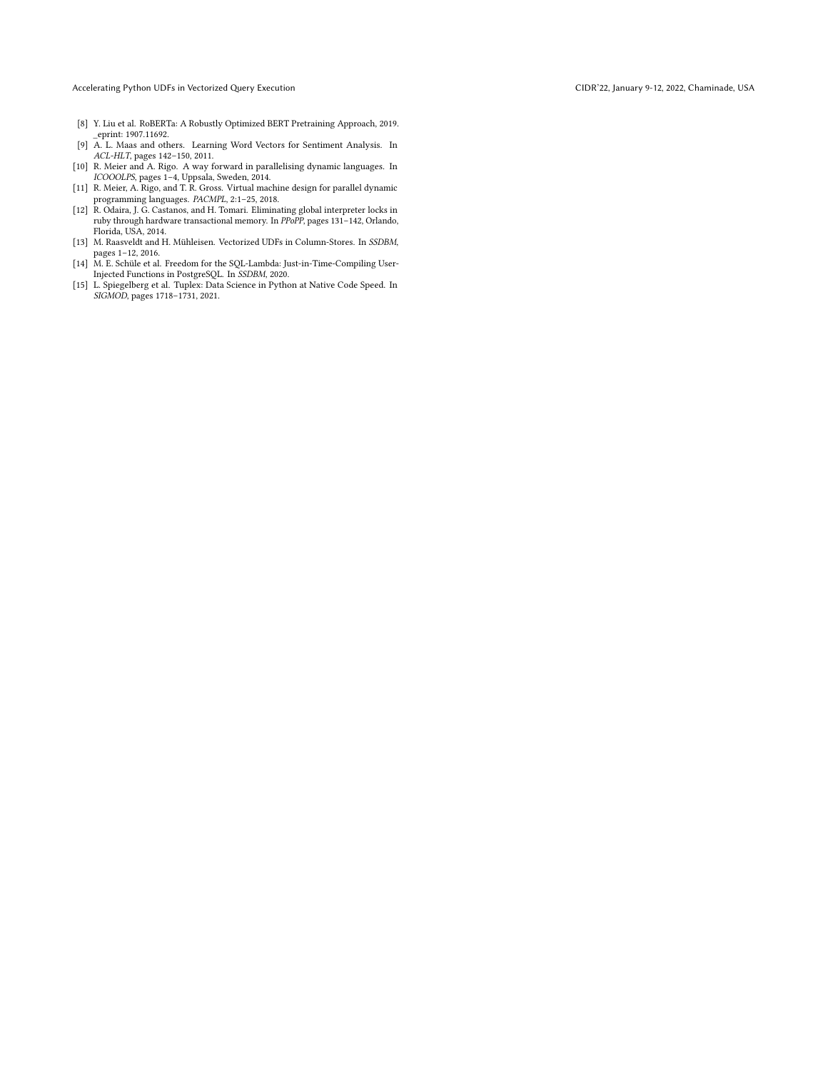[8] Y. Liu et al. RoBERTa: A Robustly Optimized BERT Pretraining Approach, 2019. _eprint: 1907.11692.

[9] A. L. Maas and others. Learning Word Vectors for Sentiment Analysis. In *ACL-HLT*, pages 142–150, 2011.

[10] R. Meier and A. Rigo. A way forward in parallelising dynamic languages. In *ICOOOLPS*, pages 1–4, Uppsala, Sweden, 2014.

[11] R. Meier, A. Rigo, and T. R. Gross. Virtual machine design for parallel dynamic programming languages. *PACMPL*, 2:1–25, 2018.

[12] R. Odaira, J. G. Castanos, and H. Tomari. Eliminating global interpreter locks in ruby through hardware transactional memory. In *PPoPP*, pages 131–142, Orlando, Florida, USA, 2014.

[13] M. Raasveldt and H. Mühleisen. Vectorized UDFs in Column-Stores. In *SSDBM*, pages 1–12, 2016.

[14] M. E. Schüle et al. Freedom for the SQL-Lambda: Just-in-Time-Compiling User-Injected Functions in PostgreSQL. In *SSDBM*, 2020.

[15] L. Spiegelberg et al. Tuplex: Data Science in Python at Native Code Speed. In *SIGMOD*, pages 1718–1731, 2021.